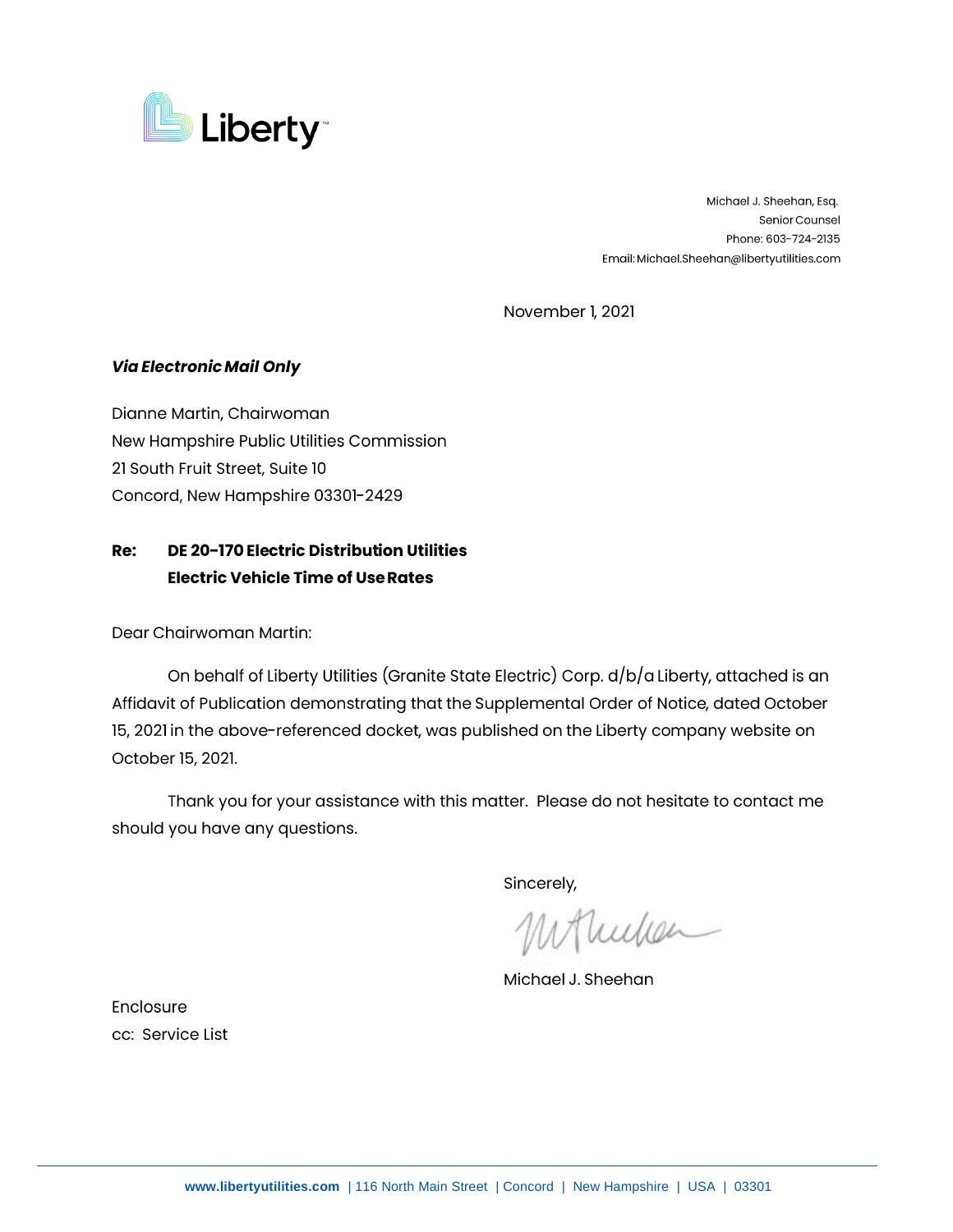Liberty

Michael J. Sheehan, Esq.
Senior Counsel
Phone: 603-724-2135
Email: Michael.Sheehan@libertyutilities.com

November 1, 2021

***Via Electronic Mail Only***

Dianne Martin, Chairwoman
New Hampshire Public Utilities Commission
21 South Fruit Street, Suite 10
Concord, New Hampshire 03301-2429

**Re: DE 20-170 Electric Distribution Utilities**
**Electric Vehicle Time of Use Rates**

Dear Chairwoman Martin:

On behalf of Liberty Utilities (Granite State Electric) Corp. d/b/a Liberty, attached is an Affidavit of Publication demonstrating that the Supplemental Order of Notice, dated October 15, 2021 in the above-referenced docket, was published on the Liberty company website on October 15, 2021.

Thank you for your assistance with this matter. Please do not hesitate to contact me should you have any questions.

Sincerely,

Michael J. Sheehan

Enclosure
cc: Service List

www.libertyutilities.com | 116 North Main Street | Concord | New Hampshire | USA | 03301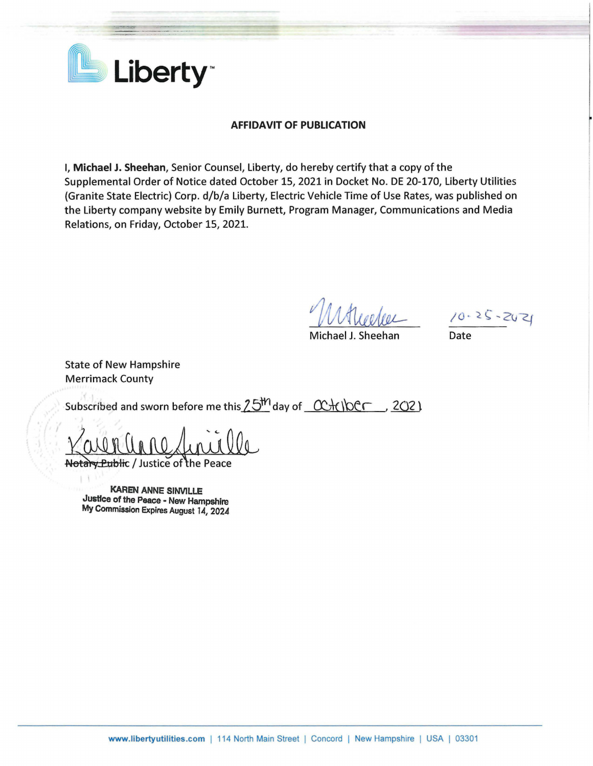Liberty™

## AFFIDAVIT OF PUBLICATION

I, **Michael J. Sheehan**, Senior Counsel, Liberty, do hereby certify that a copy of the Supplemental Order of Notice dated October 15, 2021 in Docket No. DE 20-170, Liberty Utilities (Granite State Electric) Corp. d/b/a Liberty, Electric Vehicle Time of Use Rates, was published on the Liberty company website by Emily Burnett, Program Manager, Communications and Media Relations, on Friday, October 15, 2021.

Michael J. Sheehan — 10-25-2021
Michael J. Sheehan Date

State of New Hampshire
Merrimack County

Subscribed and sworn before me this 25th day of October, 2021

Karen Anne Sinville
~~Notary Public~~ / Justice of the Peace

KAREN ANNE SINVILLE
Justice of the Peace - New Hampshire
My Commission Expires August 14, 2024

www.libertyutilities.com | 114 North Main Street | Concord | New Hampshire | USA | 03301